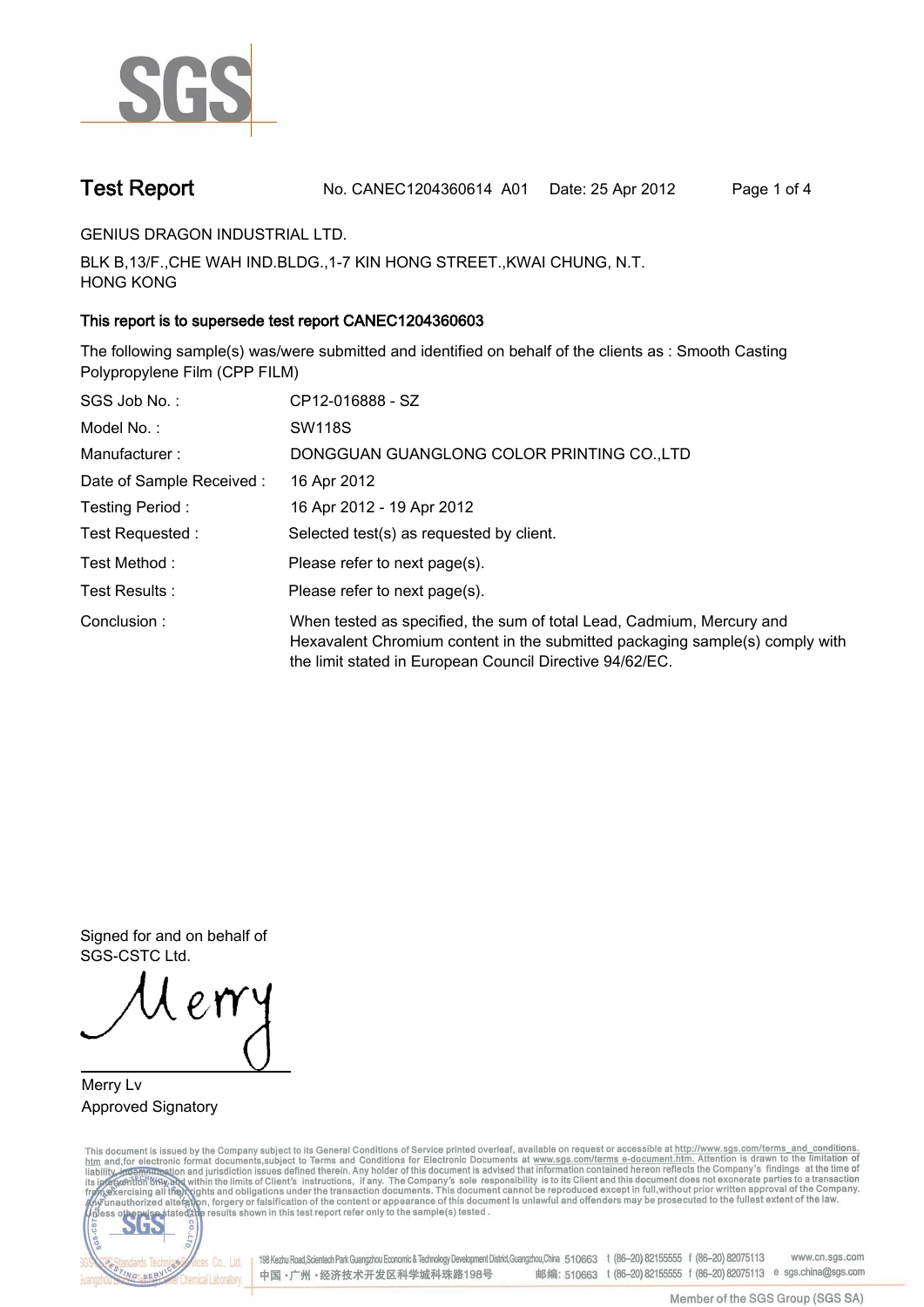# Test Report

No. CANEC1204360614 A01 Date: 25 Apr 2012

GENIUS DRAGON INDUSTRIAL LTD.

BLK B,13/F.,CHE WAH IND.BLDG.,1-7 KIN HONG STREET.,KWAI CHUNG, N.T.
HONG KONG

**This report is to supersede test report CANEC1204360603**

The following sample(s) was/were submitted and identified on behalf of the clients as : Smooth Casting Polypropylene Film (CPP FILM)

| | |
|---|---|
| SGS Job No. : | CP12-016888 - SZ |
| Model No. : | SW118S |
| Manufacturer : | DONGGUAN GUANGLONG COLOR PRINTING CO.,LTD |
| Date of Sample Received : | 16 Apr 2012 |
| Testing Period : | 16 Apr 2012 - 19 Apr 2012 |
| Test Requested : | Selected test(s) as requested by client. |
| Test Method : | Please refer to next page(s). |
| Test Results : | Please refer to next page(s). |
| Conclusion : | When tested as specified, the sum of total Lead, Cadmium, Mercury and Hexavalent Chromium content in the submitted packaging sample(s) comply with the limit stated in European Council Directive 94/62/EC. |

Signed for and on behalf of
SGS-CSTC Ltd.

Merry Lv
Approved Signatory

This document is issued by the Company subject to its General Conditions of Service printed overleaf, available on request or accessible at http://www.sgs.com/terms_and_conditions.htm and,for electronic format documents,subject to Terms and Conditions for Electronic Documents at www.sgs.com/terms_e-document.htm. Attention is drawn to the limitation of liability, indemnification and jurisdiction issues defined therein. Any holder of this document is advised that information contained hereon reflects the Company's findings at the time of its intervention only and within the limits of Client's instructions, if any. The Company's sole responsibility is to its Client and this document does not exonerate parties to a transaction from exercising all their rights and obligations under the transaction documents. This document cannot be reproduced except in full,without prior written approval of the Company. Any unauthorized alteration, forgery or falsification of the content or appearance of this document is unlawful and offenders may be prosecuted to the fullest extent of the law. Unless otherwise stated the results shown in this test report refer only to the sample(s) tested .

198 Kezhu Road,Scientech Park Guangzhou Economic & Technology Development District,Guangzhou,China 510663 t (86-20) 82155555 f (86-20) 82075113 www.cn.sgs.com
中国・广州・经济技术开发区科学城科珠路198号 邮编: 510663 t (86-20) 82155555 f (86-20) 82075113 e sgs.china@sgs.com

Member of the SGS Group (SGS SA)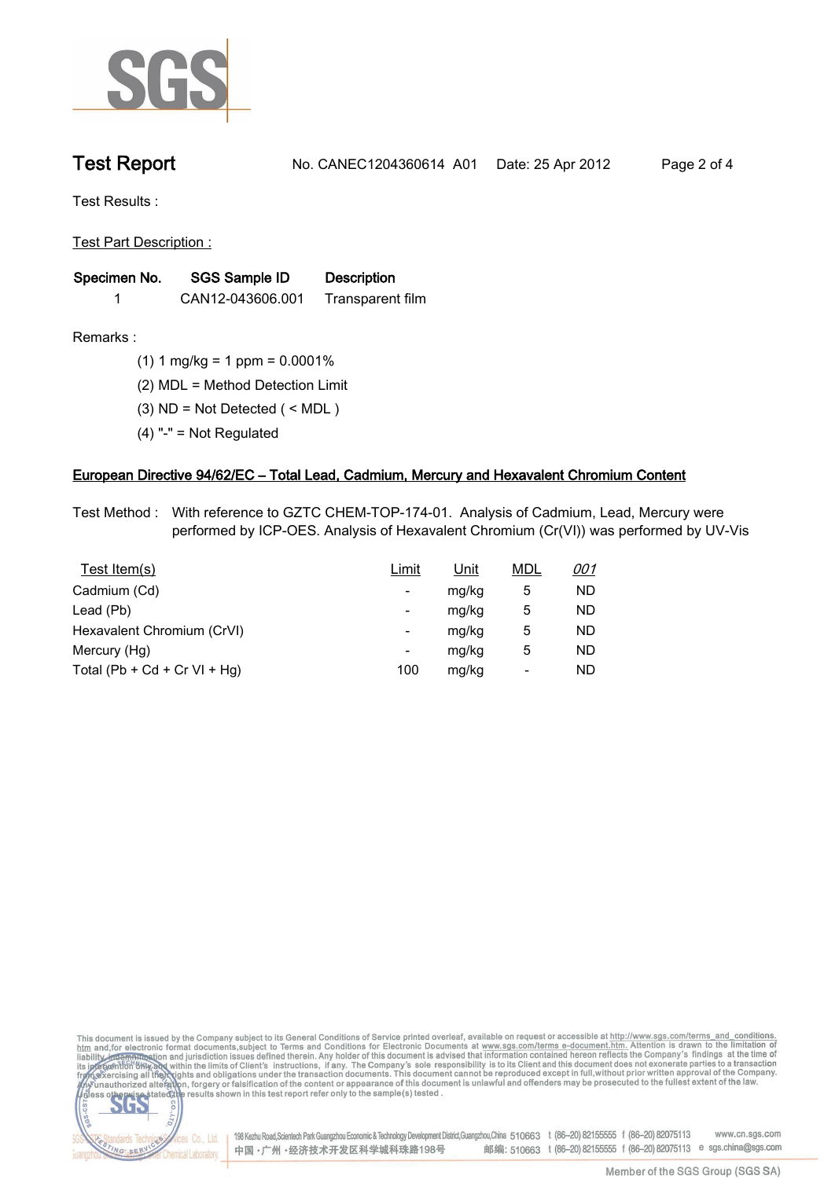Test Results :

Test Part Description :

| Specimen No. | SGS Sample ID | Description |
|---|---|---|
| 1 | CAN12-043606.001 | Transparent film |

Remarks :

(1) 1 mg/kg = 1 ppm = 0.0001%

(2) MDL = Method Detection Limit

(3) ND = Not Detected ( < MDL )

(4) "-" = Not Regulated

## European Directive 94/62/EC – Total Lead, Cadmium, Mercury and Hexavalent Chromium Content

Test Method : With reference to GZTC CHEM-TOP-174-01. Analysis of Cadmium, Lead, Mercury were performed by ICP-OES. Analysis of Hexavalent Chromium (Cr(VI)) was performed by UV-Vis

| Test Item(s) | Limit | Unit | MDL | *001* |
|---|---|---|---|---|
| Cadmium (Cd) | - | mg/kg | 5 | ND |
| Lead (Pb) | - | mg/kg | 5 | ND |
| Hexavalent Chromium (CrVI) | - | mg/kg | 5 | ND |
| Mercury (Hg) | - | mg/kg | 5 | ND |
| Total (Pb + Cd + Cr VI + Hg) | 100 | mg/kg | - | ND |

This document is issued by the Company subject to its General Conditions of Service printed overleaf, available on request or accessible at http://www.sgs.com/terms_and_conditions.htm and, for electronic format documents, subject to Terms and Conditions for Electronic Documents at www.sgs.com/terms_e-document.htm. Attention is drawn to the limitation of liability, indemnification and jurisdiction issues defined therein. Any holder of this document is advised that information contained hereon reflects the Company's findings at the time of its intervention only and within the limits of Client's instructions, if any. The Company's sole responsibility is to its Client and this document does not exonerate parties to a transaction from exercising all their rights and obligations under the transaction documents. This document cannot be reproduced except in full, without prior written approval of the Company. Any unauthorized alteration, forgery or falsification of the content or appearance of this document is unlawful and offenders may be prosecuted to the fullest extent of the law. Unless otherwise stated the results shown in this test report refer only to the sample(s) tested .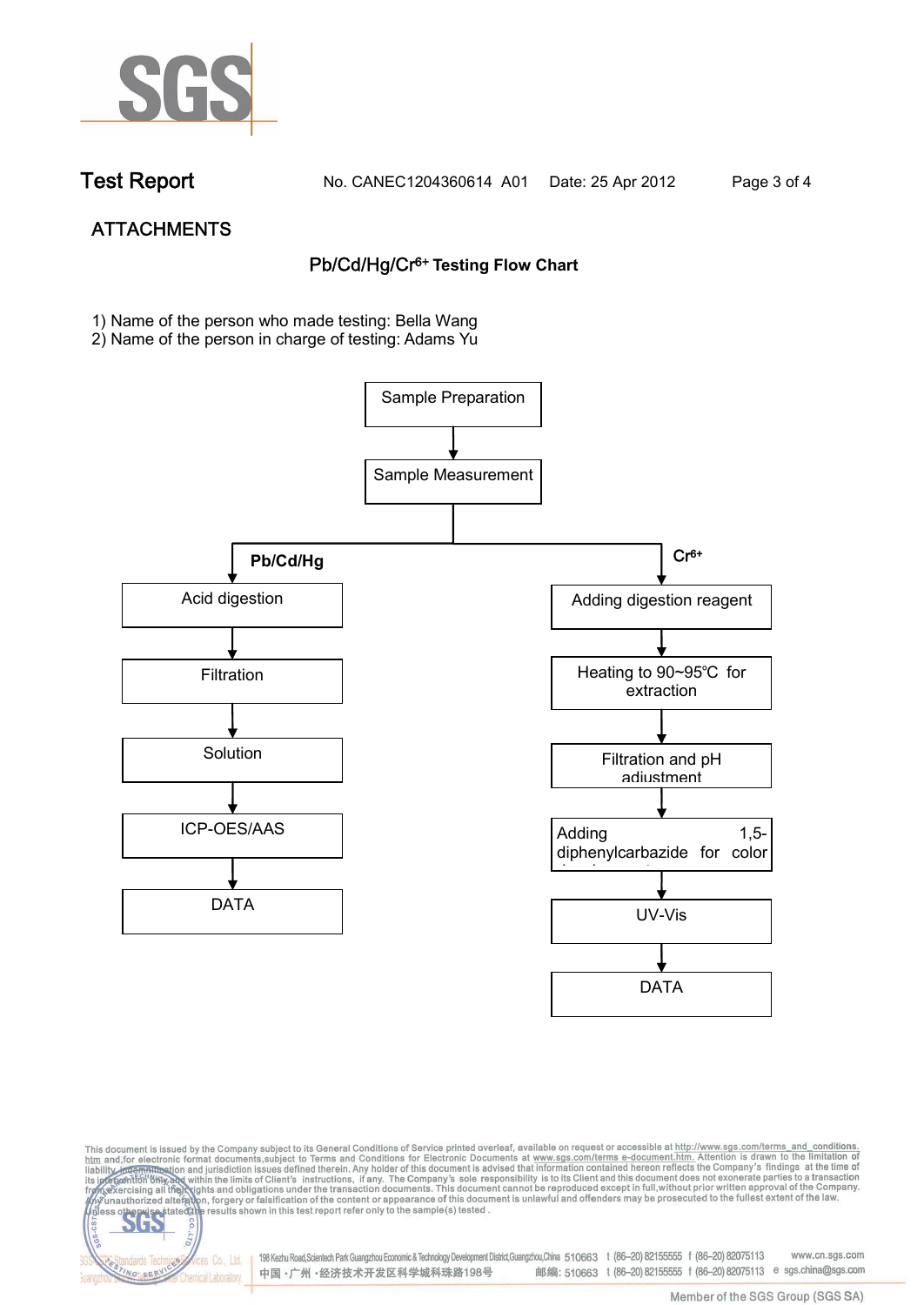**Test Report** No. CANEC1204360614 A01 Date: 25 Apr 2012

## ATTACHMENTS

### Pb/Cd/Hg/$Cr^{6+}$ Testing Flow Chart

1) Name of the person who made testing: Bella Wang
2) Name of the person in charge of testing: Adams Yu

Sample Preparation → Sample Measurement

**Pb/Cd/Hg**

- Acid digestion
- Filtration
- Solution
- ICP-OES/AAS
- DATA

**$Cr^{6+}$**

- Adding digestion reagent
- Heating to 90~95℃ for extraction
- Filtration and pH adjustment
- Adding 1,5-diphenylcarbazide for color development
- UV-Vis
- DATA

This document is issued by the Company subject to its General Conditions of Service printed overleaf, available on request or accessible at http://www.sgs.com/terms_and_conditions.htm and,for electronic format documents,subject to Terms and Conditions for Electronic Documents at www.sgs.com/terms_e-document.htm. Attention is drawn to the limitation of liability, indemnification and jurisdiction issues defined therein. Any holder of this document is advised that information contained hereon reflects the Company's findings at the time of its intervention only and within the limits of Client's instructions, if any. The Company's sole responsibility is to its Client and this document does not exonerate parties to a transaction from exercising all their rights and obligations under the transaction documents. This document cannot be reproduced except in full,without prior written approval of the Company. Any unauthorized alteration, forgery or falsification of the content or appearance of this document is unlawful and offenders may be prosecuted to the fullest extent of the law. Unless otherwise stated the results shown in this test report refer only to the sample(s) tested .

198 Kezhu Road,Scientech Park Guangzhou Economic & Technology Development District,Guangzhou,China 510663 t (86–20) 82155555 f (86–20) 82075113 www.cn.sgs.com
中国 · 广州 · 经济技术开发区科学城科珠路198号 邮编: 510663 t (86–20) 82155555 f (86–20) 82075113 e sgs.china@sgs.com

Member of the SGS Group (SGS SA)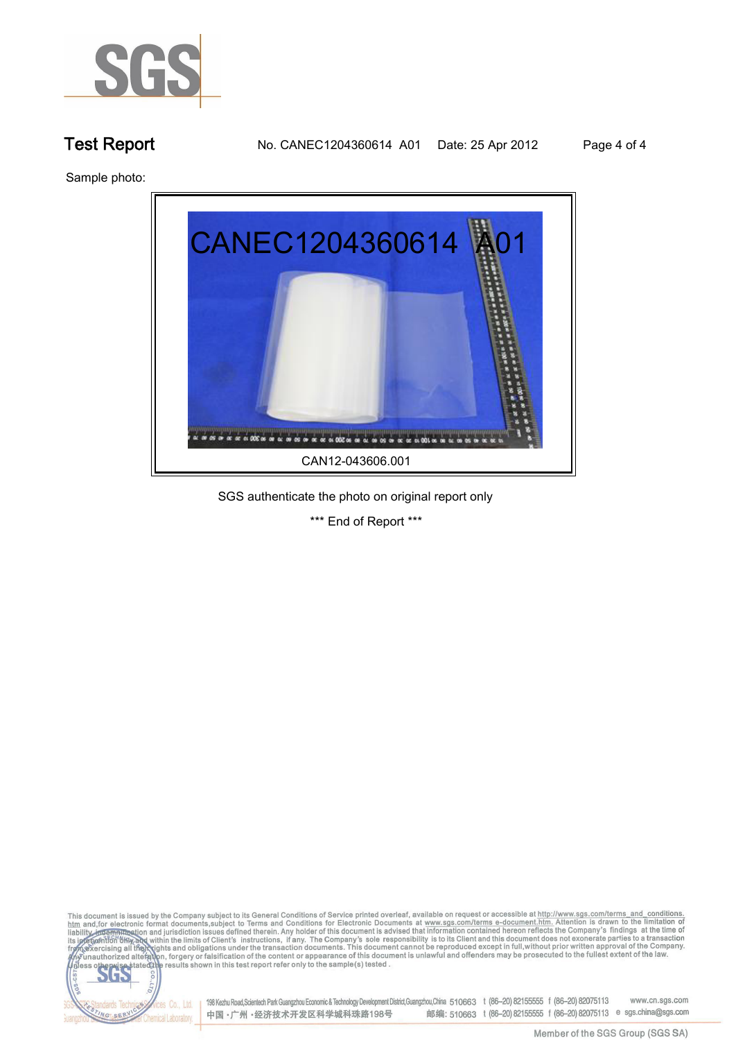# Test Report

No. CANEC1204360614 A01 Date: 25 Apr 2012

Sample photo:

CAN12-043606.001

SGS authenticate the photo on original report only

\*\*\* End of Report \*\*\*

This document is issued by the Company subject to its General Conditions of Service printed overleaf, available on request or accessible at http://www.sgs.com/terms_and_conditions.htm and, for electronic format documents, subject to Terms and Conditions for Electronic Documents at www.sgs.com/terms_e-document.htm. Attention is drawn to the limitation of liability, indemnification and jurisdiction issues defined therein. Any holder of this document is advised that information contained hereon reflects the Company's findings at the time of its intervention only and within the limits of Client's instructions, if any. The Company's sole responsibility is to its Client and this document does not exonerate parties to a transaction from exercising all their rights and obligations under the transaction documents. This document cannot be reproduced except in full, without prior written approval of the Company. Any unauthorized alteration, forgery or falsification of the content or appearance of this document is unlawful and offenders may be prosecuted to the fullest extent of the law. Unless otherwise stated the results shown in this test report refer only to the sample(s) tested .

198 Kezhu Road,Scientech Park Guangzhou Economic & Technology Development District,Guangzhou,China 510663 t (86-20) 82155555 f (86-20) 82075113 www.cn.sgs.com
中国 · 广州 · 经济技术开发区科学城科珠路198号 邮编: 510663 t (86-20) 82155555 f (86-20) 82075113 e sgs.china@sgs.com

Member of the SGS Group (SGS SA)